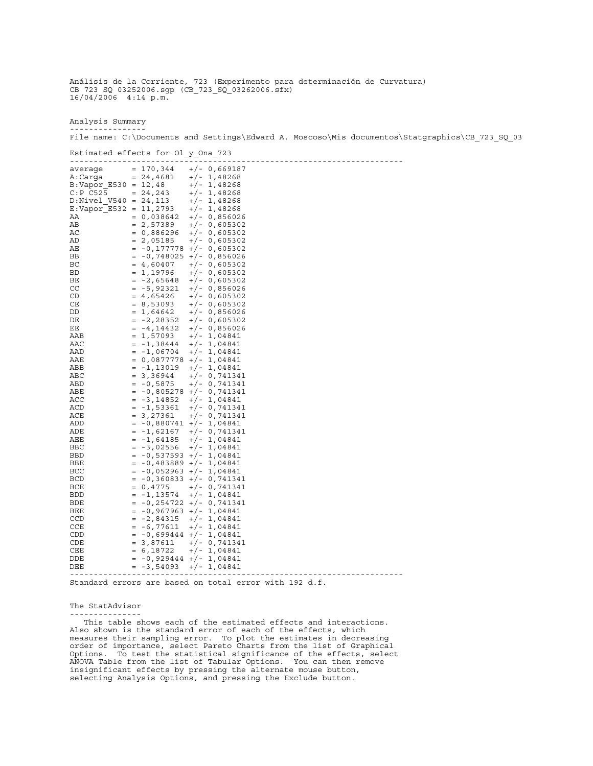Análisis de la Corriente, 723 (Experimento para determinación de Curvatura)
CB 723 SQ 03252006.sgp (CB_723_SQ_03262006.sfx)
16/04/2006 4:14 p.m.

## Analysis Summary

File name: C:\Documents and Settings\Edward A. Moscoso\Mis documentos\Statgraphics\CB_723_SQ_03

Estimated effects for Ol_y_Ona_723

```
----------------------------------------------------------------------
average      = 170,344   +/- 0,669187
A:Carga      = 24,4681   +/- 1,48268
B:Vapor_E530 = 12,48     +/- 1,48268
C:P C525     = 24,243    +/- 1,48268
D:Nivel_V540 = 24,113    +/- 1,48268
E:Vapor_E532 = 11,2793   +/- 1,48268
AA           = 0,038642  +/- 0,856026
AB           = 2,57389   +/- 0,605302
AC           = 0,886296  +/- 0,605302
AD           = 2,05185   +/- 0,605302
AE           = -0,177778 +/- 0,605302
BB           = -0,748025 +/- 0,856026
BC           = 4,60407   +/- 0,605302
BD           = 1,19796   +/- 0,605302
BE           = -2,65648  +/- 0,605302
CC           = -5,92321  +/- 0,856026
CD           = 4,65426   +/- 0,605302
CE           = 8,53093   +/- 0,605302
DD           = 1,64642   +/- 0,856026
DE           = -2,28352  +/- 0,605302
EE           = -4,14432  +/- 0,856026
AAB          = 1,57093   +/- 1,04841
AAC          = -1,38444  +/- 1,04841
AAD          = -1,06704  +/- 1,04841
AAE          = 0,0877778 +/- 1,04841
ABB          = -1,13019  +/- 1,04841
ABC          = 3,36944   +/- 0,741341
ABD          = -0,5875   +/- 0,741341
ABE          = -0,805278 +/- 0,741341
ACC          = -3,14852  +/- 1,04841
ACD          = -1,53361  +/- 0,741341
ACE          = 3,27361   +/- 0,741341
ADD          = -0,880741 +/- 1,04841
ADE          = -1,62167  +/- 0,741341
AEE          = -1,64185  +/- 1,04841
BBC          = -3,02556  +/- 1,04841
BBD          = -0,537593 +/- 1,04841
BBE          = -0,483889 +/- 1,04841
BCC          = -0,052963 +/- 1,04841
BCD          = -0,360833 +/- 0,741341
BCE          = 0,4775    +/- 0,741341
BDD          = -1,13574  +/- 1,04841
BDE          = -0,254722 +/- 0,741341
BEE          = -0,967963 +/- 1,04841
CCD          = -2,84315  +/- 1,04841
CCE          = -6,77611  +/- 1,04841
CDD          = -0,699444 +/- 1,04841
CDE          = 3,87611   +/- 0,741341
CEE          = 6,18722   +/- 1,04841
DDE          = -0,929444 +/- 1,04841
DEE          = -3,54093  +/- 1,04841
----------------------------------------------------------------------
Standard errors are based on total error with 192 d.f.
```

## The StatAdvisor

This table shows each of the estimated effects and interactions. Also shown is the standard error of each of the effects, which measures their sampling error. To plot the estimates in decreasing order of importance, select Pareto Charts from the list of Graphical Options. To test the statistical significance of the effects, select ANOVA Table from the list of Tabular Options. You can then remove insignificant effects by pressing the alternate mouse button, selecting Analysis Options, and pressing the Exclude button.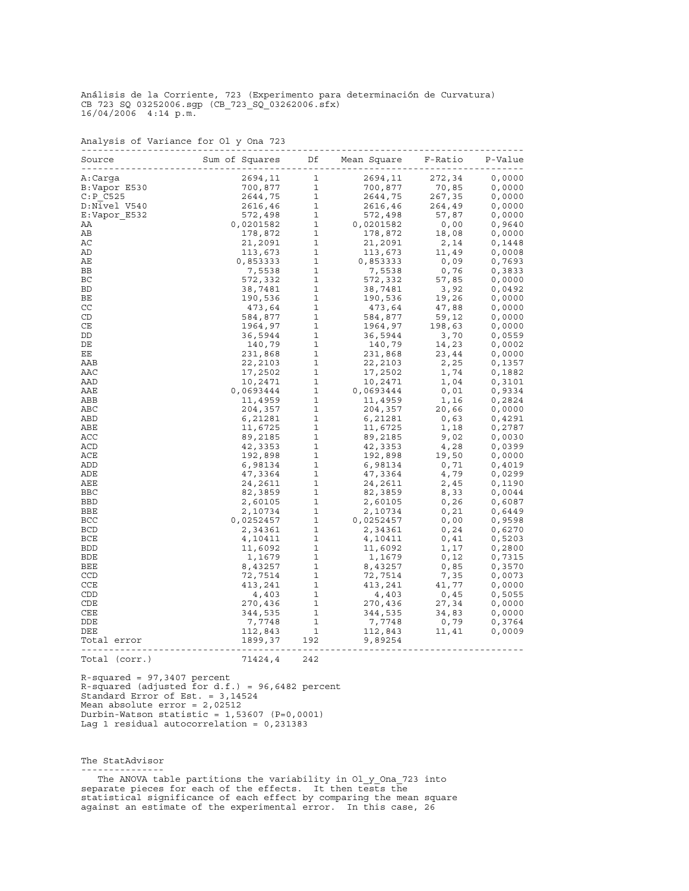Análisis de la Corriente, 723 (Experimento para determinación de Curvatura)
CB 723 SQ 03252006.sgp (CB_723_SQ_03262006.sfx)
16/04/2006 4:14 p.m.

Analysis of Variance for Ol y Ona 723

| Source | Sum of Squares | Df | Mean Square | F-Ratio | P-Value |
|---|---|---|---|---|---|
| A:Carga | 2694,11 | 1 | 2694,11 | 272,34 | 0,0000 |
| B:Vapor E530 | 700,877 | 1 | 700,877 | 70,85 | 0,0000 |
| C:P_C525 | 2644,75 | 1 | 2644,75 | 267,35 | 0,0000 |
| D:Nivel V540 | 2616,46 | 1 | 2616,46 | 264,49 | 0,0000 |
| E:Vapor_E532 | 572,498 | 1 | 572,498 | 57,87 | 0,0000 |
| AA | 0,0201582 | 1 | 0,0201582 | 0,00 | 0,9640 |
| AB | 178,872 | 1 | 178,872 | 18,08 | 0,0000 |
| AC | 21,2091 | 1 | 21,2091 | 2,14 | 0,1448 |
| AD | 113,673 | 1 | 113,673 | 11,49 | 0,0008 |
| AE | 0,853333 | 1 | 0,853333 | 0,09 | 0,7693 |
| BB | 7,5538 | 1 | 7,5538 | 0,76 | 0,3833 |
| BC | 572,332 | 1 | 572,332 | 57,85 | 0,0000 |
| BD | 38,7481 | 1 | 38,7481 | 3,92 | 0,0492 |
| BE | 190,536 | 1 | 190,536 | 19,26 | 0,0000 |
| CC | 473,64 | 1 | 473,64 | 47,88 | 0,0000 |
| CD | 584,877 | 1 | 584,877 | 59,12 | 0,0000 |
| CE | 1964,97 | 1 | 1964,97 | 198,63 | 0,0000 |
| DD | 36,5944 | 1 | 36,5944 | 3,70 | 0,0559 |
| DE | 140,79 | 1 | 140,79 | 14,23 | 0,0002 |
| EE | 231,868 | 1 | 231,868 | 23,44 | 0,0000 |
| AAB | 22,2103 | 1 | 22,2103 | 2,25 | 0,1357 |
| AAC | 17,2502 | 1 | 17,2502 | 1,74 | 0,1882 |
| AAD | 10,2471 | 1 | 10,2471 | 1,04 | 0,3101 |
| AAE | 0,0693444 | 1 | 0,0693444 | 0,01 | 0,9334 |
| ABB | 11,4959 | 1 | 11,4959 | 1,16 | 0,2824 |
| ABC | 204,357 | 1 | 204,357 | 20,66 | 0,0000 |
| ABD | 6,21281 | 1 | 6,21281 | 0,63 | 0,4291 |
| ABE | 11,6725 | 1 | 11,6725 | 1,18 | 0,2787 |
| ACC | 89,2185 | 1 | 89,2185 | 9,02 | 0,0030 |
| ACD | 42,3353 | 1 | 42,3353 | 4,28 | 0,0399 |
| ACE | 192,898 | 1 | 192,898 | 19,50 | 0,0000 |
| ADD | 6,98134 | 1 | 6,98134 | 0,71 | 0,4019 |
| ADE | 47,3364 | 1 | 47,3364 | 4,79 | 0,0299 |
| AEE | 24,2611 | 1 | 24,2611 | 2,45 | 0,1190 |
| BBC | 82,3859 | 1 | 82,3859 | 8,33 | 0,0044 |
| BBD | 2,60105 | 1 | 2,60105 | 0,26 | 0,6087 |
| BBE | 2,10734 | 1 | 2,10734 | 0,21 | 0,6449 |
| BCC | 0,0252457 | 1 | 0,0252457 | 0,00 | 0,9598 |
| BCD | 2,34361 | 1 | 2,34361 | 0,24 | 0,6270 |
| BCE | 4,10411 | 1 | 4,10411 | 0,41 | 0,5203 |
| BDD | 11,6092 | 1 | 11,6092 | 1,17 | 0,2800 |
| BDE | 1,1679 | 1 | 1,1679 | 0,12 | 0,7315 |
| BEE | 8,43257 | 1 | 8,43257 | 0,85 | 0,3570 |
| CCD | 72,7514 | 1 | 72,7514 | 7,35 | 0,0073 |
| CCE | 413,241 | 1 | 413,241 | 41,77 | 0,0000 |
| CDD | 4,403 | 1 | 4,403 | 0,45 | 0,5055 |
| CDE | 270,436 | 1 | 270,436 | 27,34 | 0,0000 |
| CEE | 344,535 | 1 | 344,535 | 34,83 | 0,0000 |
| DDE | 7,7748 | 1 | 7,7748 | 0,79 | 0,3764 |
| DEE | 112,843 | 1 | 112,843 | 11,41 | 0,0009 |
| Total error | 1899,37 | 192 | 9,89254 | | |
| Total (corr.) | 71424,4 | 242 | | | |

R-squared = 97,3407 percent
R-squared (adjusted for d.f.) = 96,6482 percent
Standard Error of Est. = 3,14524
Mean absolute error = 2,02512
Durbin-Watson statistic = 1,53607 (P=0,0001)
Lag 1 residual autocorrelation = 0,231383

The StatAdvisor

The ANOVA table partitions the variability in Ol_y_Ona_723 into separate pieces for each of the effects. It then tests the statistical significance of each effect by comparing the mean square against an estimate of the experimental error. In this case, 26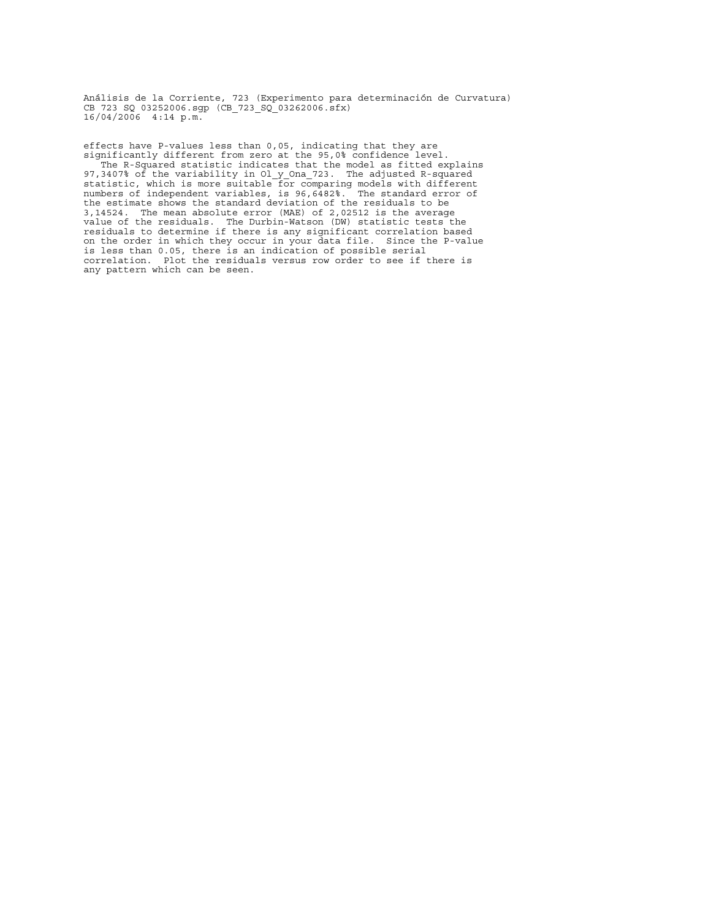effects have P-values less than 0,05, indicating that they are significantly different from zero at the 95,0% confidence level.

The R-Squared statistic indicates that the model as fitted explains 97,3407% of the variability in Ol_y_Ona_723. The adjusted R-squared statistic, which is more suitable for comparing models with different numbers of independent variables, is 96,6482%. The standard error of the estimate shows the standard deviation of the residuals to be 3,14524. The mean absolute error (MAE) of 2,02512 is the average value of the residuals. The Durbin-Watson (DW) statistic tests the residuals to determine if there is any significant correlation based on the order in which they occur in your data file. Since the P-value is less than 0.05, there is an indication of possible serial correlation. Plot the residuals versus row order to see if there is any pattern which can be seen.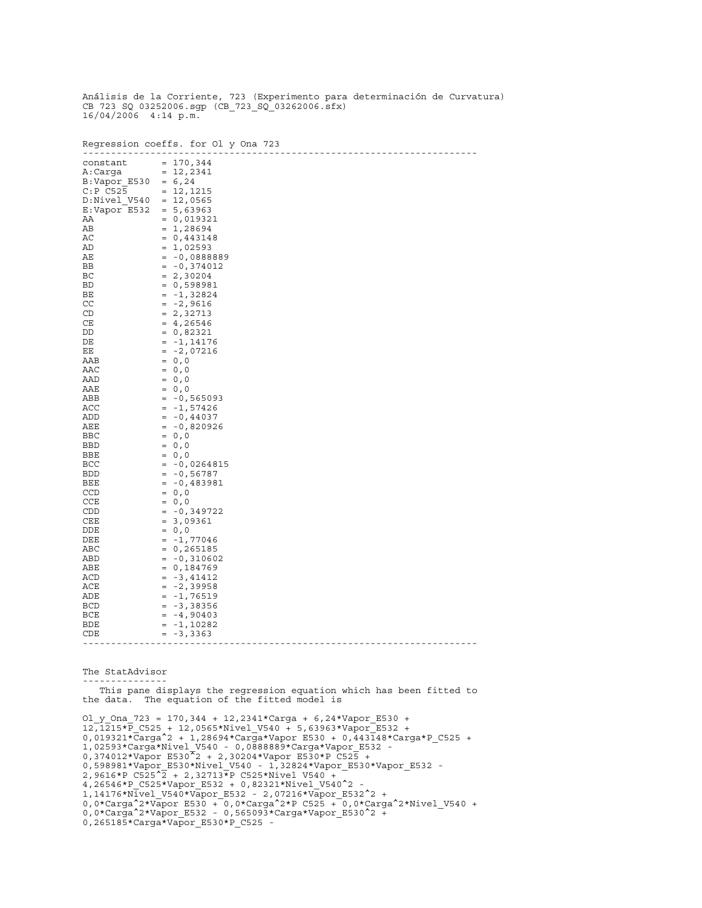Análisis de la Corriente, 723 (Experimento para determinación de Curvatura)
CB 723 SQ 03252006.sgp (CB_723_SQ_03262006.sfx)
16/04/2006 4:14 p.m.

Regression coeffs. for Ol y Ona 723

```
----------------------------------------------------------------------
constant       = 170,344
A:Carga        = 12,2341
B:Vapor_E530   = 6,24
C:P C525       = 12,1215
D:Nivel_V540   = 12,0565
E:Vapor E532   = 5,63963
AA             = 0,019321
AB             = 1,28694
AC             = 0,443148
AD             = 1,02593
AE             = -0,0888889
BB             = -0,374012
BC             = 2,30204
BD             = 0,598981
BE             = -1,32824
CC             = -2,9616
CD             = 2,32713
CE             = 4,26546
DD             = 0,82321
DE             = -1,14176
EE             = -2,07216
AAB            = 0,0
AAC            = 0,0
AAD            = 0,0
AAE            = 0,0
ABB            = -0,565093
ACC            = -1,57426
ADD            = -0,44037
AEE            = -0,820926
BBC            = 0,0
BBD            = 0,0
BBE            = 0,0
BCC            = -0,0264815
BDD            = -0,56787
BEE            = -0,483981
CCD            = 0,0
CCE            = 0,0
CDD            = -0,349722
CEE            = 3,09361
DDE            = 0,0
DEE            = -1,77046
ABC            = 0,265185
ABD            = -0,310602
ABE            = 0,184769
ACD            = -3,41412
ACE            = -2,39958
ADE            = -1,76519
BCD            = -3,38356
BCE            = -4,90403
BDE            = -1,10282
CDE            = -3,3363
----------------------------------------------------------------------
```

The StatAdvisor

---------------

This pane displays the regression equation which has been fitted to the data. The equation of the fitted model is

```
Ol_y_Ona_723 = 170,344 + 12,2341*Carga + 6,24*Vapor_E530 +
12,1215*P_C525 + 12,0565*Nivel_V540 + 5,63963*Vapor_E532 +
0,019321*Carga^2 + 1,28694*Carga*Vapor_E530 + 0,443148*Carga*P_C525 +
1,02593*Carga*Nivel_V540 - 0,0888889*Carga*Vapor_E532 -
0,374012*Vapor_E530^2 + 2,30204*Vapor_E530*P_C525 +
0,598981*Vapor_E530*Nivel_V540 - 1,32824*Vapor_E530*Vapor_E532 -
2,9616*P_C525^2 + 2,32713*P_C525*Nivel_V540 +
4,26546*P_C525*Vapor_E532 + 0,82321*Nivel_V540^2 -
1,14176*Nivel_V540*Vapor_E532 - 2,07216*Vapor_E532^2 +
0,0*Carga^2*Vapor_E530 + 0,0*Carga^2*P_C525 + 0,0*Carga^2*Nivel_V540 +
0,0*Carga^2*Vapor_E532 - 0,565093*Carga*Vapor_E530^2 +
0,265185*Carga*Vapor_E530*P_C525 -
```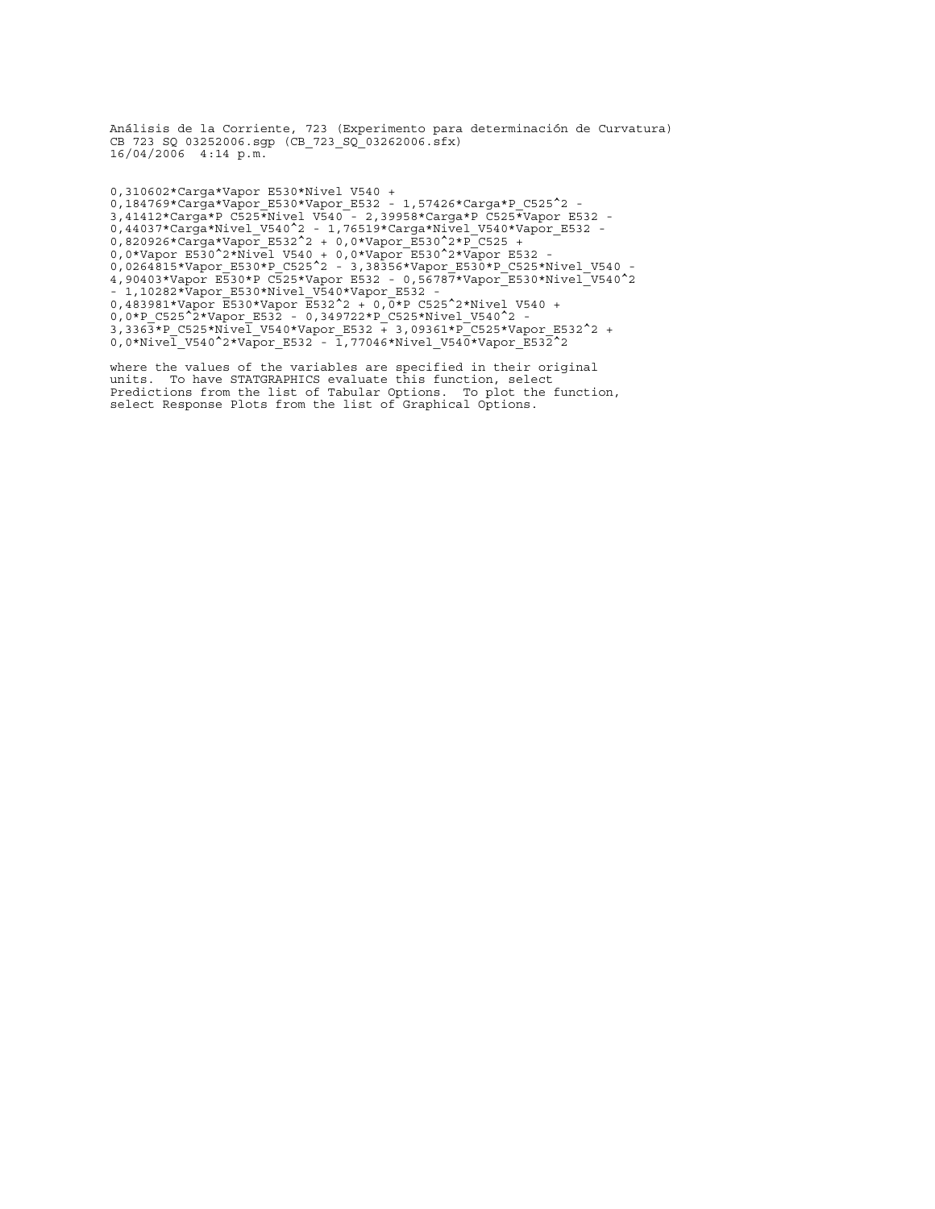Análisis de la Corriente, 723 (Experimento para determinación de Curvatura)
CB 723 SQ 03252006.sgp (CB_723_SQ_03262006.sfx)
16/04/2006 4:14 p.m.

```
0,310602*Carga*Vapor_E530*Nivel_V540 +
0,184769*Carga*Vapor_E530*Vapor_E532 - 1,57426*Carga*P_C525^2 -
3,41412*Carga*P_C525*Nivel_V540 - 2,39958*Carga*P_C525*Vapor_E532 -
0,44037*Carga*Nivel_V540^2 - 1,76519*Carga*Nivel_V540*Vapor_E532 -
0,820926*Carga*Vapor_E532^2 + 0,0*Vapor_E530^2*P_C525 +
0,0*Vapor_E530^2*Nivel_V540 + 0,0*Vapor_E530^2*Vapor_E532 -
0,0264815*Vapor_E530*P_C525^2 - 3,38356*Vapor_E530*P_C525*Nivel_V540 -
4,90403*Vapor_E530*P_C525*Vapor_E532 - 0,56787*Vapor_E530*Nivel_V540^2
- 1,10282*Vapor_E530*Nivel_V540*Vapor_E532 -
0,483981*Vapor_E530*Vapor_E532^2 + 0,0*P_C525^2*Nivel_V540 +
0,0*P_C525^2*Vapor_E532 - 0,349722*P_C525*Nivel_V540^2 -
3,3363*P_C525*Nivel_V540*Vapor_E532 + 3,09361*P_C525*Vapor_E532^2 +
0,0*Nivel_V540^2*Vapor_E532 - 1,77046*Nivel_V540*Vapor_E532^2
```

where the values of the variables are specified in their original units. To have STATGRAPHICS evaluate this function, select Predictions from the list of Tabular Options. To plot the function, select Response Plots from the list of Graphical Options.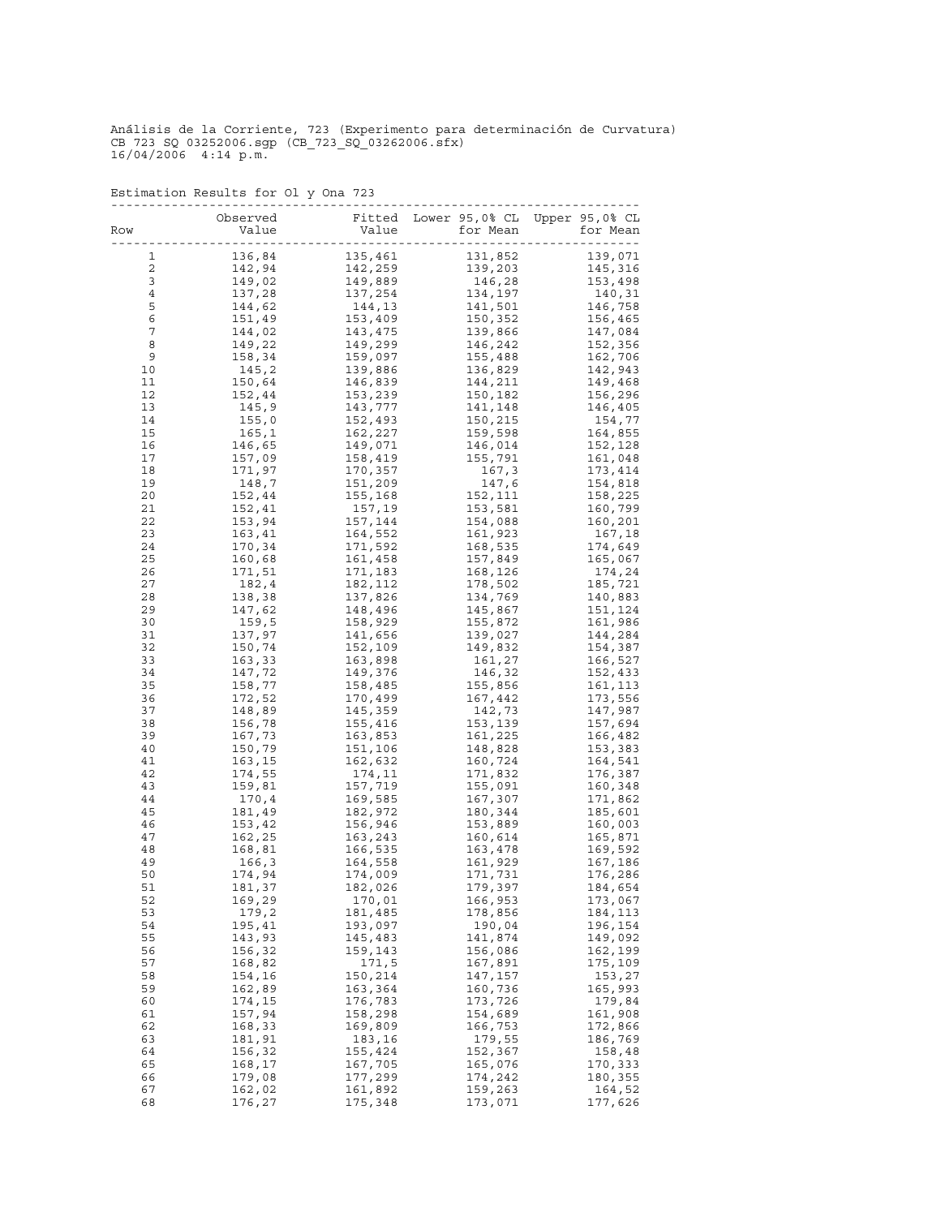Análisis de la Corriente, 723 (Experimento para determinación de Curvatura)
CB 723 SQ 03252006.sgp (CB_723_SQ_03262006.sfx)
16/04/2006 4:14 p.m.

Estimation Results for Ol y Ona 723

| Row | Observed Value | Fitted Value | Lower 95,0% CL for Mean | Upper 95,0% CL for Mean |
|---|---|---|---|---|
| 1 | 136,84 | 135,461 | 131,852 | 139,071 |
| 2 | 142,94 | 142,259 | 139,203 | 145,316 |
| 3 | 149,02 | 149,889 | 146,28 | 153,498 |
| 4 | 137,28 | 137,254 | 134,197 | 140,31 |
| 5 | 144,62 | 144,13 | 141,501 | 146,758 |
| 6 | 151,49 | 153,409 | 150,352 | 156,465 |
| 7 | 144,02 | 143,475 | 139,866 | 147,084 |
| 8 | 149,22 | 149,299 | 146,242 | 152,356 |
| 9 | 158,34 | 159,097 | 155,488 | 162,706 |
| 10 | 145,2 | 139,886 | 136,829 | 142,943 |
| 11 | 150,64 | 146,839 | 144,211 | 149,468 |
| 12 | 152,44 | 153,239 | 150,182 | 156,296 |
| 13 | 145,9 | 143,777 | 141,148 | 146,405 |
| 14 | 155,0 | 152,493 | 150,215 | 154,77 |
| 15 | 165,1 | 162,227 | 159,598 | 164,855 |
| 16 | 146,65 | 149,071 | 146,014 | 152,128 |
| 17 | 157,09 | 158,419 | 155,791 | 161,048 |
| 18 | 171,97 | 170,357 | 167,3 | 173,414 |
| 19 | 148,7 | 151,209 | 147,6 | 154,818 |
| 20 | 152,44 | 155,168 | 152,111 | 158,225 |
| 21 | 152,41 | 157,19 | 153,581 | 160,799 |
| 22 | 153,94 | 157,144 | 154,088 | 160,201 |
| 23 | 163,41 | 164,552 | 161,923 | 167,18 |
| 24 | 170,34 | 171,592 | 168,535 | 174,649 |
| 25 | 160,68 | 161,458 | 157,849 | 165,067 |
| 26 | 171,51 | 171,183 | 168,126 | 174,24 |
| 27 | 182,4 | 182,112 | 178,502 | 185,721 |
| 28 | 138,38 | 137,826 | 134,769 | 140,883 |
| 29 | 147,62 | 148,496 | 145,867 | 151,124 |
| 30 | 159,5 | 158,929 | 155,872 | 161,986 |
| 31 | 137,97 | 141,656 | 139,027 | 144,284 |
| 32 | 150,74 | 152,109 | 149,832 | 154,387 |
| 33 | 163,33 | 163,898 | 161,27 | 166,527 |
| 34 | 147,72 | 149,376 | 146,32 | 152,433 |
| 35 | 158,77 | 158,485 | 155,856 | 161,113 |
| 36 | 172,52 | 170,499 | 167,442 | 173,556 |
| 37 | 148,89 | 145,359 | 142,73 | 147,987 |
| 38 | 156,78 | 155,416 | 153,139 | 157,694 |
| 39 | 167,73 | 163,853 | 161,225 | 166,482 |
| 40 | 150,79 | 151,106 | 148,828 | 153,383 |
| 41 | 163,15 | 162,632 | 160,724 | 164,541 |
| 42 | 174,55 | 174,11 | 171,832 | 176,387 |
| 43 | 159,81 | 157,719 | 155,091 | 160,348 |
| 44 | 170,4 | 169,585 | 167,307 | 171,862 |
| 45 | 181,49 | 182,972 | 180,344 | 185,601 |
| 46 | 153,42 | 156,946 | 153,889 | 160,003 |
| 47 | 162,25 | 163,243 | 160,614 | 165,871 |
| 48 | 168,81 | 166,535 | 163,478 | 169,592 |
| 49 | 166,3 | 164,558 | 161,929 | 167,186 |
| 50 | 174,94 | 174,009 | 171,731 | 176,286 |
| 51 | 181,37 | 182,026 | 179,397 | 184,654 |
| 52 | 169,29 | 170,01 | 166,953 | 173,067 |
| 53 | 179,2 | 181,485 | 178,856 | 184,113 |
| 54 | 195,41 | 193,097 | 190,04 | 196,154 |
| 55 | 143,93 | 145,483 | 141,874 | 149,092 |
| 56 | 156,32 | 159,143 | 156,086 | 162,199 |
| 57 | 168,82 | 171,5 | 167,891 | 175,109 |
| 58 | 154,16 | 150,214 | 147,157 | 153,27 |
| 59 | 162,89 | 163,364 | 160,736 | 165,993 |
| 60 | 174,15 | 176,783 | 173,726 | 179,84 |
| 61 | 157,94 | 158,298 | 154,689 | 161,908 |
| 62 | 168,33 | 169,809 | 166,753 | 172,866 |
| 63 | 181,91 | 183,16 | 179,55 | 186,769 |
| 64 | 156,32 | 155,424 | 152,367 | 158,48 |
| 65 | 168,17 | 167,705 | 165,076 | 170,333 |
| 66 | 179,08 | 177,299 | 174,242 | 180,355 |
| 67 | 162,02 | 161,892 | 159,263 | 164,52 |
| 68 | 176,27 | 175,348 | 173,071 | 177,626 |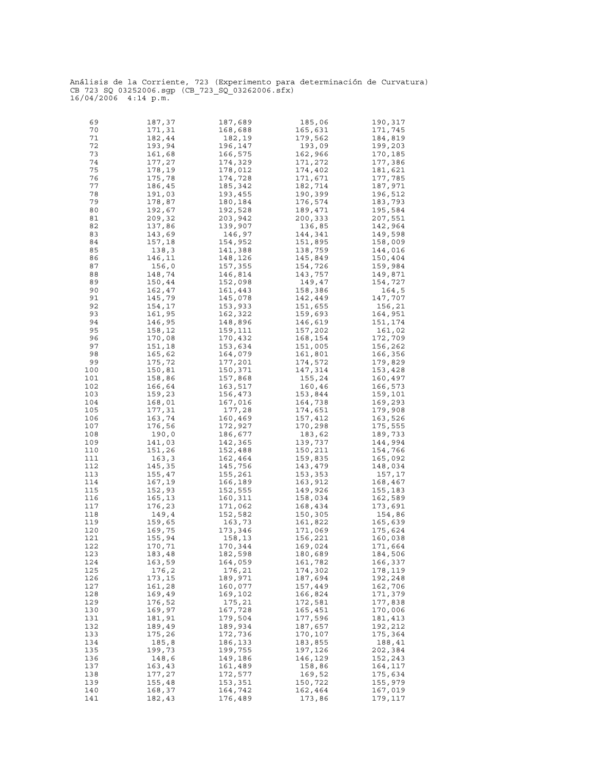Análisis de la Corriente, 723 (Experimento para determinación de Curvatura)
CB 723 SQ 03252006.sgp (CB_723_SQ_03262006.sfx)
16/04/2006 4:14 p.m.

| | | | | |
|---|---|---|---|---|
| 69 | 187,37 | 187,689 | 185,06 | 190,317 |
| 70 | 171,31 | 168,688 | 165,631 | 171,745 |
| 71 | 182,44 | 182,19 | 179,562 | 184,819 |
| 72 | 193,94 | 196,147 | 193,09 | 199,203 |
| 73 | 161,68 | 166,575 | 162,966 | 170,185 |
| 74 | 177,27 | 174,329 | 171,272 | 177,386 |
| 75 | 178,19 | 178,012 | 174,402 | 181,621 |
| 76 | 175,78 | 174,728 | 171,671 | 177,785 |
| 77 | 186,45 | 185,342 | 182,714 | 187,971 |
| 78 | 191,03 | 193,455 | 190,399 | 196,512 |
| 79 | 178,87 | 180,184 | 176,574 | 183,793 |
| 80 | 192,67 | 192,528 | 189,471 | 195,584 |
| 81 | 209,32 | 203,942 | 200,333 | 207,551 |
| 82 | 137,86 | 139,907 | 136,85 | 142,964 |
| 83 | 143,69 | 146,97 | 144,341 | 149,598 |
| 84 | 157,18 | 154,952 | 151,895 | 158,009 |
| 85 | 138,3 | 141,388 | 138,759 | 144,016 |
| 86 | 146,11 | 148,126 | 145,849 | 150,404 |
| 87 | 156,0 | 157,355 | 154,726 | 159,984 |
| 88 | 148,74 | 146,814 | 143,757 | 149,871 |
| 89 | 150,44 | 152,098 | 149,47 | 154,727 |
| 90 | 162,47 | 161,443 | 158,386 | 164,5 |
| 91 | 145,79 | 145,078 | 142,449 | 147,707 |
| 92 | 154,17 | 153,933 | 151,655 | 156,21 |
| 93 | 161,95 | 162,322 | 159,693 | 164,951 |
| 94 | 146,95 | 148,896 | 146,619 | 151,174 |
| 95 | 158,12 | 159,111 | 157,202 | 161,02 |
| 96 | 170,08 | 170,432 | 168,154 | 172,709 |
| 97 | 151,18 | 153,634 | 151,005 | 156,262 |
| 98 | 165,62 | 164,079 | 161,801 | 166,356 |
| 99 | 175,72 | 177,201 | 174,572 | 179,829 |
| 100 | 150,81 | 150,371 | 147,314 | 153,428 |
| 101 | 158,86 | 157,868 | 155,24 | 160,497 |
| 102 | 166,64 | 163,517 | 160,46 | 166,573 |
| 103 | 159,23 | 156,473 | 153,844 | 159,101 |
| 104 | 168,01 | 167,016 | 164,738 | 169,293 |
| 105 | 177,31 | 177,28 | 174,651 | 179,908 |
| 106 | 163,74 | 160,469 | 157,412 | 163,526 |
| 107 | 176,56 | 172,927 | 170,298 | 175,555 |
| 108 | 190,0 | 186,677 | 183,62 | 189,733 |
| 109 | 141,03 | 142,365 | 139,737 | 144,994 |
| 110 | 151,26 | 152,488 | 150,211 | 154,766 |
| 111 | 163,3 | 162,464 | 159,835 | 165,092 |
| 112 | 145,35 | 145,756 | 143,479 | 148,034 |
| 113 | 155,47 | 155,261 | 153,353 | 157,17 |
| 114 | 167,19 | 166,189 | 163,912 | 168,467 |
| 115 | 152,93 | 152,555 | 149,926 | 155,183 |
| 116 | 165,13 | 160,311 | 158,034 | 162,589 |
| 117 | 176,23 | 171,062 | 168,434 | 173,691 |
| 118 | 149,4 | 152,582 | 150,305 | 154,86 |
| 119 | 159,65 | 163,73 | 161,822 | 165,639 |
| 120 | 169,75 | 173,346 | 171,069 | 175,624 |
| 121 | 155,94 | 158,13 | 156,221 | 160,038 |
| 122 | 170,71 | 170,344 | 169,024 | 171,664 |
| 123 | 183,48 | 182,598 | 180,689 | 184,506 |
| 124 | 163,59 | 164,059 | 161,782 | 166,337 |
| 125 | 176,2 | 176,21 | 174,302 | 178,119 |
| 126 | 173,15 | 189,971 | 187,694 | 192,248 |
| 127 | 161,28 | 160,077 | 157,449 | 162,706 |
| 128 | 169,49 | 169,102 | 166,824 | 171,379 |
| 129 | 176,52 | 175,21 | 172,581 | 177,838 |
| 130 | 169,97 | 167,728 | 165,451 | 170,006 |
| 131 | 181,91 | 179,504 | 177,596 | 181,413 |
| 132 | 189,49 | 189,934 | 187,657 | 192,212 |
| 133 | 175,26 | 172,736 | 170,107 | 175,364 |
| 134 | 185,8 | 186,133 | 183,855 | 188,41 |
| 135 | 199,73 | 199,755 | 197,126 | 202,384 |
| 136 | 148,6 | 149,186 | 146,129 | 152,243 |
| 137 | 163,43 | 161,489 | 158,86 | 164,117 |
| 138 | 177,27 | 172,577 | 169,52 | 175,634 |
| 139 | 155,48 | 153,351 | 150,722 | 155,979 |
| 140 | 168,37 | 164,742 | 162,464 | 167,019 |
| 141 | 182,43 | 176,489 | 173,86 | 179,117 |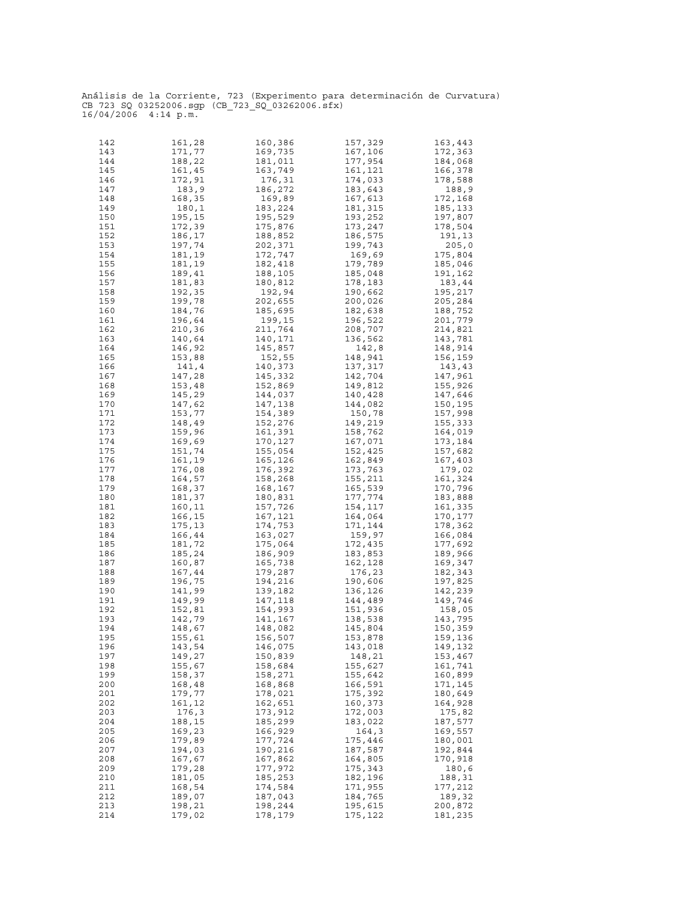Análisis de la Corriente, 723 (Experimento para determinación de Curvatura)
CB 723 SQ 03252006.sgp (CB_723_SQ_03262006.sfx)
16/04/2006 4:14 p.m.

| | | | | |
|---|---|---|---|---|
| 142 | 161,28 | 160,386 | 157,329 | 163,443 |
| 143 | 171,77 | 169,735 | 167,106 | 172,363 |
| 144 | 188,22 | 181,011 | 177,954 | 184,068 |
| 145 | 161,45 | 163,749 | 161,121 | 166,378 |
| 146 | 172,91 | 176,31 | 174,033 | 178,588 |
| 147 | 183,9 | 186,272 | 183,643 | 188,9 |
| 148 | 168,35 | 169,89 | 167,613 | 172,168 |
| 149 | 180,1 | 183,224 | 181,315 | 185,133 |
| 150 | 195,15 | 195,529 | 193,252 | 197,807 |
| 151 | 172,39 | 175,876 | 173,247 | 178,504 |
| 152 | 186,17 | 188,852 | 186,575 | 191,13 |
| 153 | 197,74 | 202,371 | 199,743 | 205,0 |
| 154 | 181,19 | 172,747 | 169,69 | 175,804 |
| 155 | 181,19 | 182,418 | 179,789 | 185,046 |
| 156 | 189,41 | 188,105 | 185,048 | 191,162 |
| 157 | 181,83 | 180,812 | 178,183 | 183,44 |
| 158 | 192,35 | 192,94 | 190,662 | 195,217 |
| 159 | 199,78 | 202,655 | 200,026 | 205,284 |
| 160 | 184,76 | 185,695 | 182,638 | 188,752 |
| 161 | 196,64 | 199,15 | 196,522 | 201,779 |
| 162 | 210,36 | 211,764 | 208,707 | 214,821 |
| 163 | 140,64 | 140,171 | 136,562 | 143,781 |
| 164 | 146,92 | 145,857 | 142,8 | 148,914 |
| 165 | 153,88 | 152,55 | 148,941 | 156,159 |
| 166 | 141,4 | 140,373 | 137,317 | 143,43 |
| 167 | 147,28 | 145,332 | 142,704 | 147,961 |
| 168 | 153,48 | 152,869 | 149,812 | 155,926 |
| 169 | 145,29 | 144,037 | 140,428 | 147,646 |
| 170 | 147,62 | 147,138 | 144,082 | 150,195 |
| 171 | 153,77 | 154,389 | 150,78 | 157,998 |
| 172 | 148,49 | 152,276 | 149,219 | 155,333 |
| 173 | 159,96 | 161,391 | 158,762 | 164,019 |
| 174 | 169,69 | 170,127 | 167,071 | 173,184 |
| 175 | 151,74 | 155,054 | 152,425 | 157,682 |
| 176 | 161,19 | 165,126 | 162,849 | 167,403 |
| 177 | 176,08 | 176,392 | 173,763 | 179,02 |
| 178 | 164,57 | 158,268 | 155,211 | 161,324 |
| 179 | 168,37 | 168,167 | 165,539 | 170,796 |
| 180 | 181,37 | 180,831 | 177,774 | 183,888 |
| 181 | 160,11 | 157,726 | 154,117 | 161,335 |
| 182 | 166,15 | 167,121 | 164,064 | 170,177 |
| 183 | 175,13 | 174,753 | 171,144 | 178,362 |
| 184 | 166,44 | 163,027 | 159,97 | 166,084 |
| 185 | 181,72 | 175,064 | 172,435 | 177,692 |
| 186 | 185,24 | 186,909 | 183,853 | 189,966 |
| 187 | 160,87 | 165,738 | 162,128 | 169,347 |
| 188 | 167,44 | 179,287 | 176,23 | 182,343 |
| 189 | 196,75 | 194,216 | 190,606 | 197,825 |
| 190 | 141,99 | 139,182 | 136,126 | 142,239 |
| 191 | 149,99 | 147,118 | 144,489 | 149,746 |
| 192 | 152,81 | 154,993 | 151,936 | 158,05 |
| 193 | 142,79 | 141,167 | 138,538 | 143,795 |
| 194 | 148,67 | 148,082 | 145,804 | 150,359 |
| 195 | 155,61 | 156,507 | 153,878 | 159,136 |
| 196 | 143,54 | 146,075 | 143,018 | 149,132 |
| 197 | 149,27 | 150,839 | 148,21 | 153,467 |
| 198 | 155,67 | 158,684 | 155,627 | 161,741 |
| 199 | 158,37 | 158,271 | 155,642 | 160,899 |
| 200 | 168,48 | 168,868 | 166,591 | 171,145 |
| 201 | 179,77 | 178,021 | 175,392 | 180,649 |
| 202 | 161,12 | 162,651 | 160,373 | 164,928 |
| 203 | 176,3 | 173,912 | 172,003 | 175,82 |
| 204 | 188,15 | 185,299 | 183,022 | 187,577 |
| 205 | 169,23 | 166,929 | 164,3 | 169,557 |
| 206 | 179,89 | 177,724 | 175,446 | 180,001 |
| 207 | 194,03 | 190,216 | 187,587 | 192,844 |
| 208 | 167,67 | 167,862 | 164,805 | 170,918 |
| 209 | 179,28 | 177,972 | 175,343 | 180,6 |
| 210 | 181,05 | 185,253 | 182,196 | 188,31 |
| 211 | 168,54 | 174,584 | 171,955 | 177,212 |
| 212 | 189,07 | 187,043 | 184,765 | 189,32 |
| 213 | 198,21 | 198,244 | 195,615 | 200,872 |
| 214 | 179,02 | 178,179 | 175,122 | 181,235 |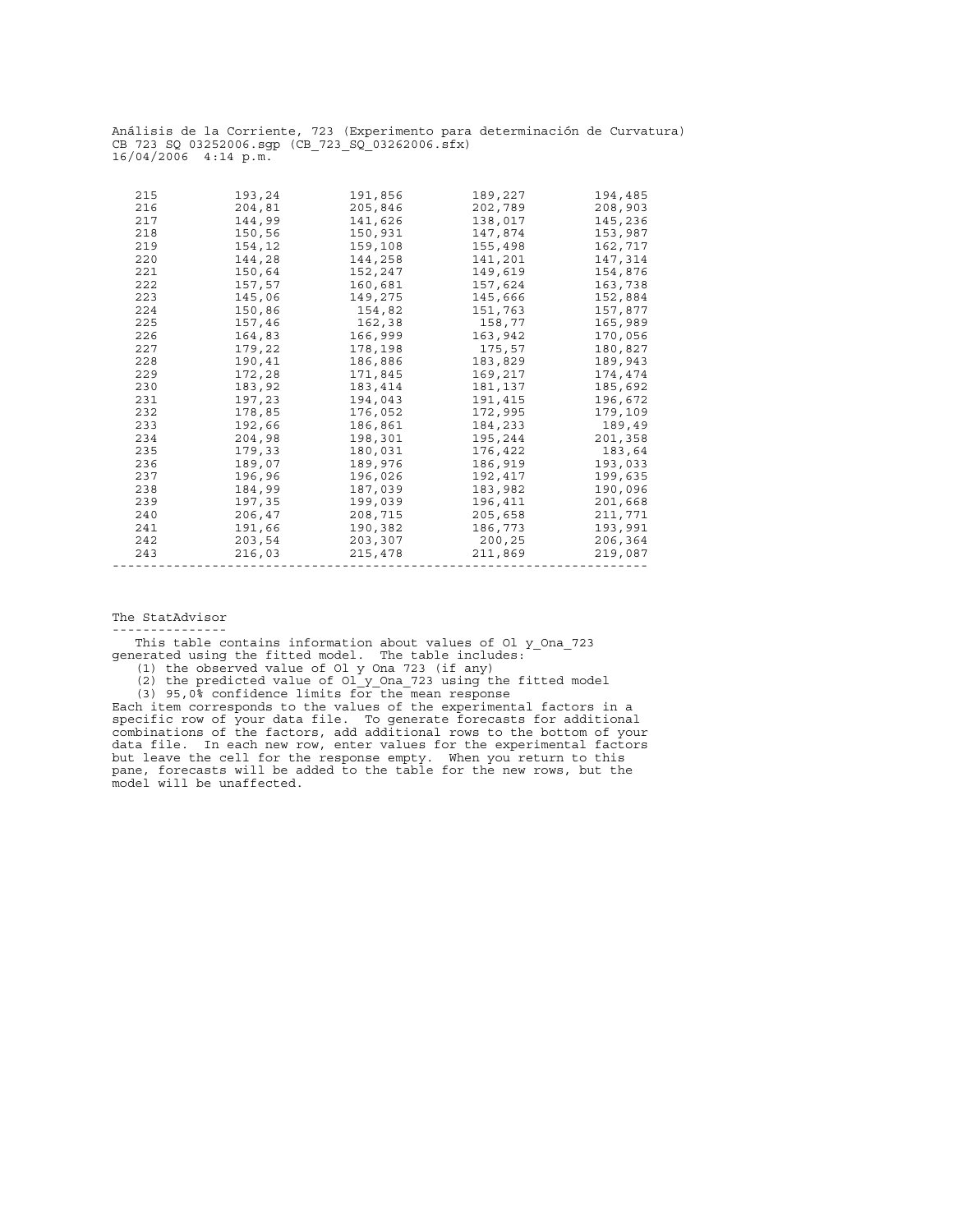Análisis de la Corriente, 723 (Experimento para determinación de Curvatura)
CB 723 SQ 03252006.sgp (CB_723_SQ_03262006.sfx)
16/04/2006 4:14 p.m.

| | | | | |
|---|---|---|---|---|
| 215 | 193,24 | 191,856 | 189,227 | 194,485 |
| 216 | 204,81 | 205,846 | 202,789 | 208,903 |
| 217 | 144,99 | 141,626 | 138,017 | 145,236 |
| 218 | 150,56 | 150,931 | 147,874 | 153,987 |
| 219 | 154,12 | 159,108 | 155,498 | 162,717 |
| 220 | 144,28 | 144,258 | 141,201 | 147,314 |
| 221 | 150,64 | 152,247 | 149,619 | 154,876 |
| 222 | 157,57 | 160,681 | 157,624 | 163,738 |
| 223 | 145,06 | 149,275 | 145,666 | 152,884 |
| 224 | 150,86 | 154,82 | 151,763 | 157,877 |
| 225 | 157,46 | 162,38 | 158,77 | 165,989 |
| 226 | 164,83 | 166,999 | 163,942 | 170,056 |
| 227 | 179,22 | 178,198 | 175,57 | 180,827 |
| 228 | 190,41 | 186,886 | 183,829 | 189,943 |
| 229 | 172,28 | 171,845 | 169,217 | 174,474 |
| 230 | 183,92 | 183,414 | 181,137 | 185,692 |
| 231 | 197,23 | 194,043 | 191,415 | 196,672 |
| 232 | 178,85 | 176,052 | 172,995 | 179,109 |
| 233 | 192,66 | 186,861 | 184,233 | 189,49 |
| 234 | 204,98 | 198,301 | 195,244 | 201,358 |
| 235 | 179,33 | 180,031 | 176,422 | 183,64 |
| 236 | 189,07 | 189,976 | 186,919 | 193,033 |
| 237 | 196,96 | 196,026 | 192,417 | 199,635 |
| 238 | 184,99 | 187,039 | 183,982 | 190,096 |
| 239 | 197,35 | 199,039 | 196,411 | 201,668 |
| 240 | 206,47 | 208,715 | 205,658 | 211,771 |
| 241 | 191,66 | 190,382 | 186,773 | 193,991 |
| 242 | 203,54 | 203,307 | 200,25 | 206,364 |
| 243 | 216,03 | 215,478 | 211,869 | 219,087 |

The StatAdvisor
---------------

This table contains information about values of Ol y_Ona_723 generated using the fitted model. The table includes:
(1) the observed value of Ol y Ona 723 (if any)
(2) the predicted value of Ol_y_Ona_723 using the fitted model
(3) 95,0% confidence limits for the mean response
Each item corresponds to the values of the experimental factors in a specific row of your data file. To generate forecasts for additional combinations of the factors, add additional rows to the bottom of your data file. In each new row, enter values for the experimental factors but leave the cell for the response empty. When you return to this pane, forecasts will be added to the table for the new rows, but the model will be unaffected.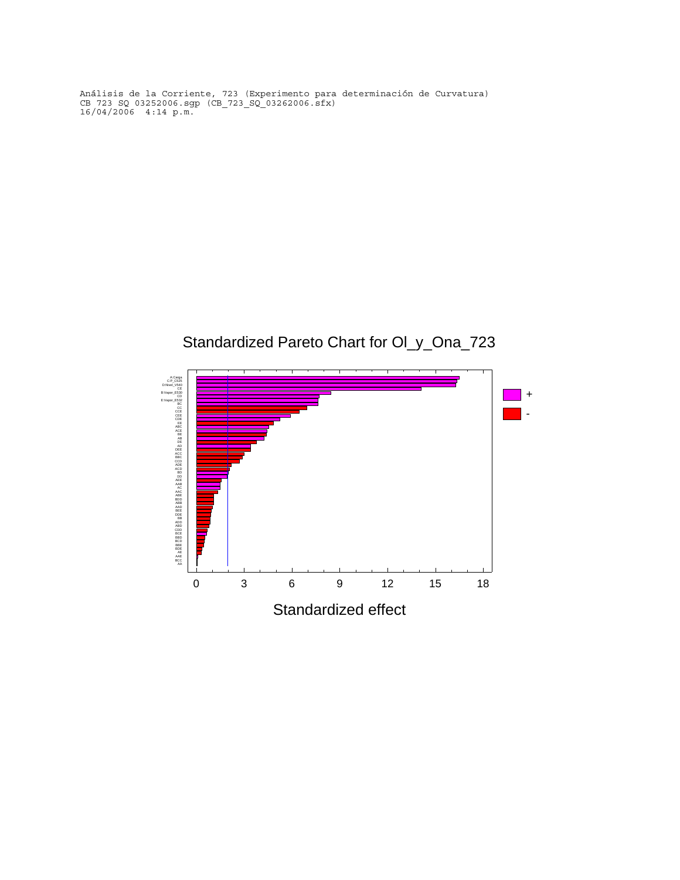Análisis de la Corriente, 723 (Experimento para determinación de Curvatura)
CB 723 SQ 03252006.sgp (CB_723_SQ_03262006.sfx)
16/04/2006 4:14 p.m.

Standardized Pareto Chart for Ol_y_Ona_723

A:Carga
C:P_C535
D:Nivel_V540
CE
B:Vapor_E530
CD
E:Vapor_E532
BC
CC
CCE
CEE
CDE
EE
ABC
ACE
BE
AB
DE
AD
DEE
ACC
BBC
CCD
ADE
ACD
BD
DD
AEE
AAB
AC
AAC
ABE
BDD
ABB
AAD
BEE
DDE
BB
ACD
ABD
CDD
BCE
BBD
BCD
BBE
BDE
AE
AAE
BCC
AA

+
-

0 3 6 9 12 15 18

Standardized effect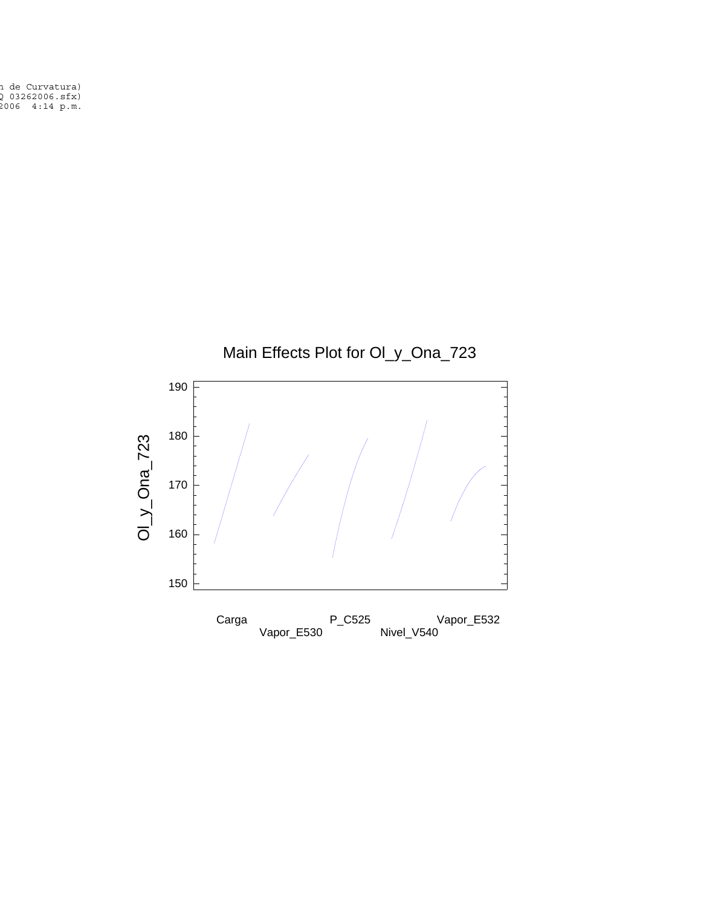n de Curvatura)
Q 03262006.sfx)
2006  4:14 p.m.

## Main Effects Plot for Ol_y_Ona_723

Ol_y_Ona_723

190
180
170
160
150

Carga
Vapor_E530
P_C525
Nivel_V540
Vapor_E532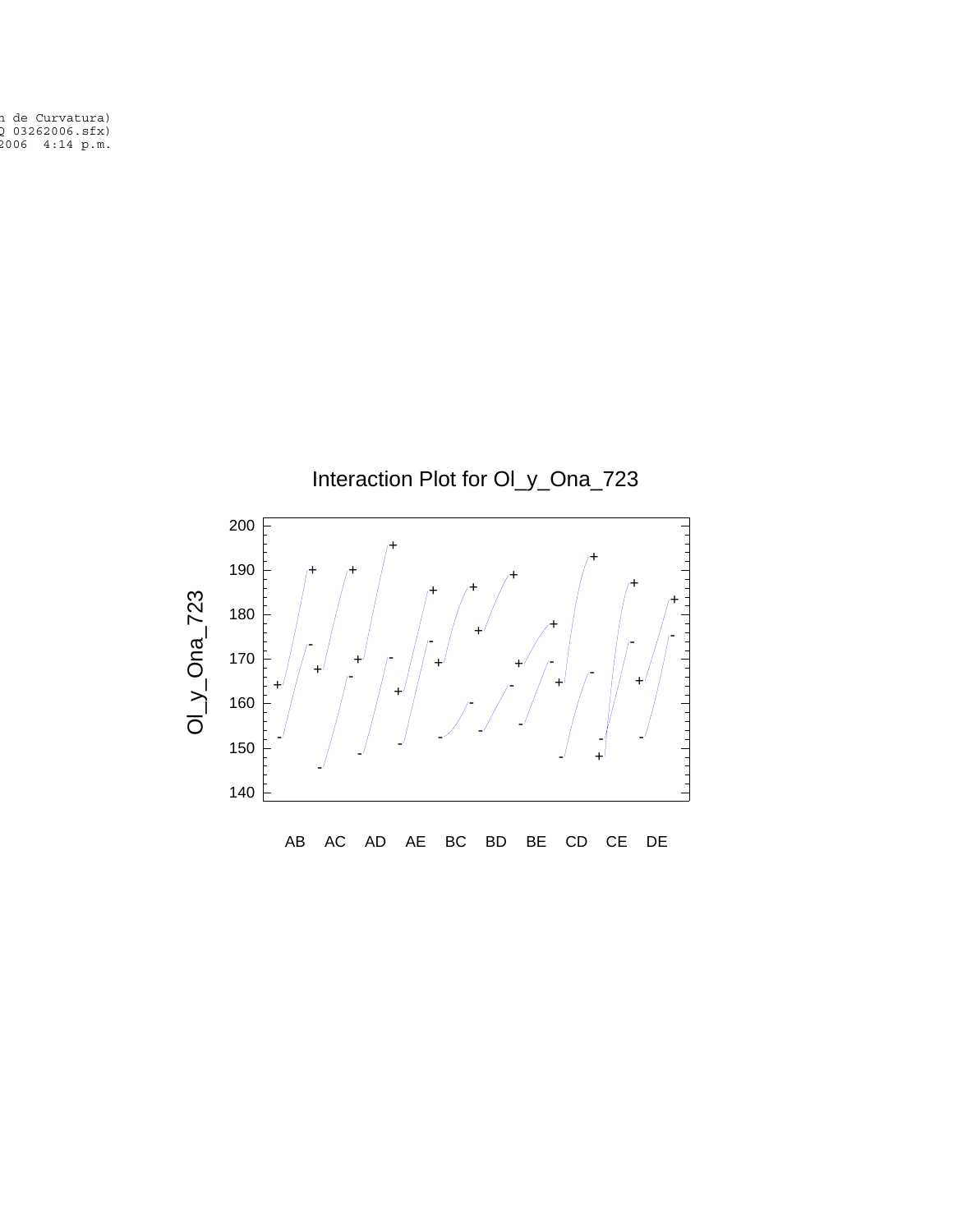n de Curvatura)
Q 03262006.sfx)
2006  4:14 p.m.

Interaction Plot for Ol_y_Ona_723

Ol_y_Ona_723

200
190
180
170
160
150
140

AB AC AD AE BC BD BE CD CE DE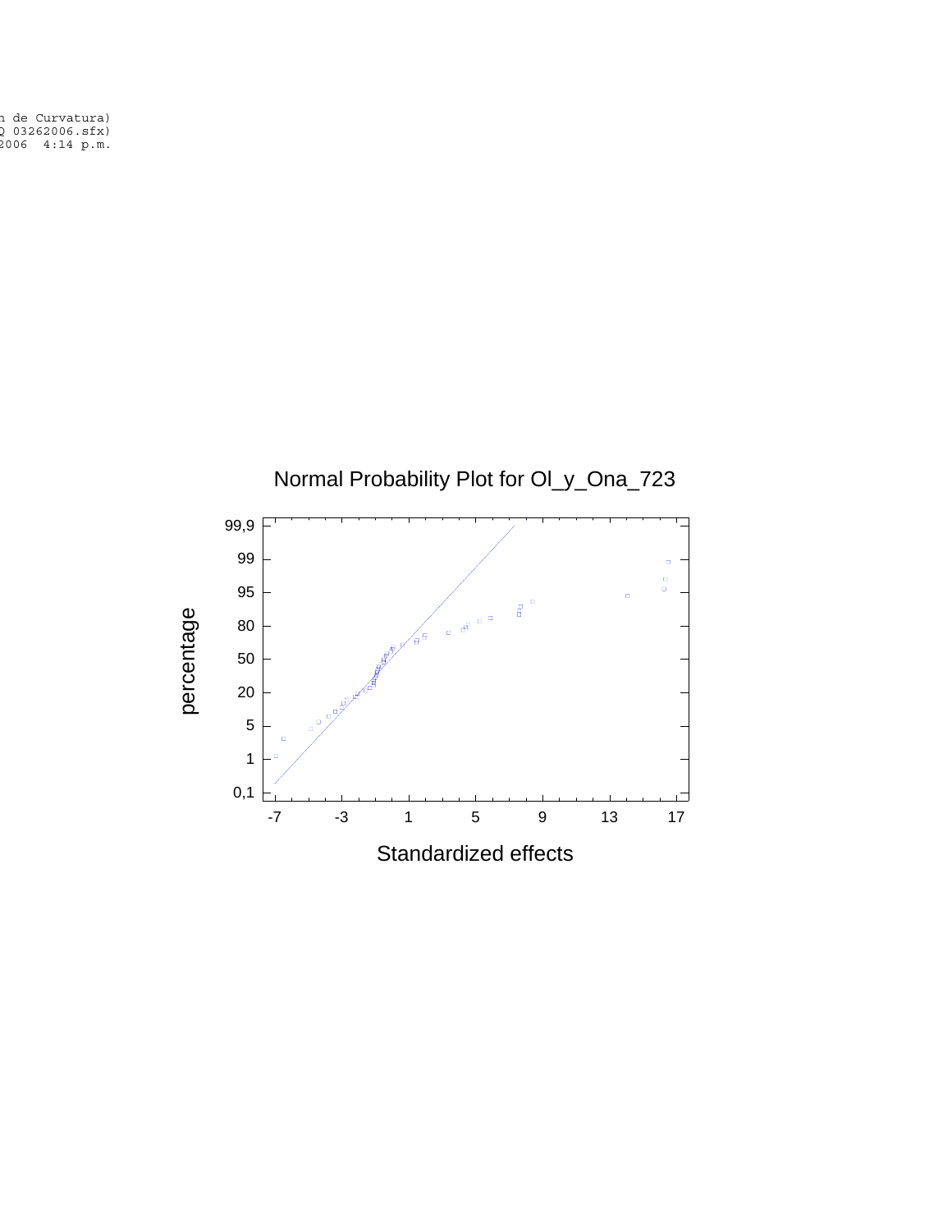n de Curvatura)
Q 03262006.sfx)
2006  4:14 p.m.

Normal Probability Plot for Ol_y_Ona_723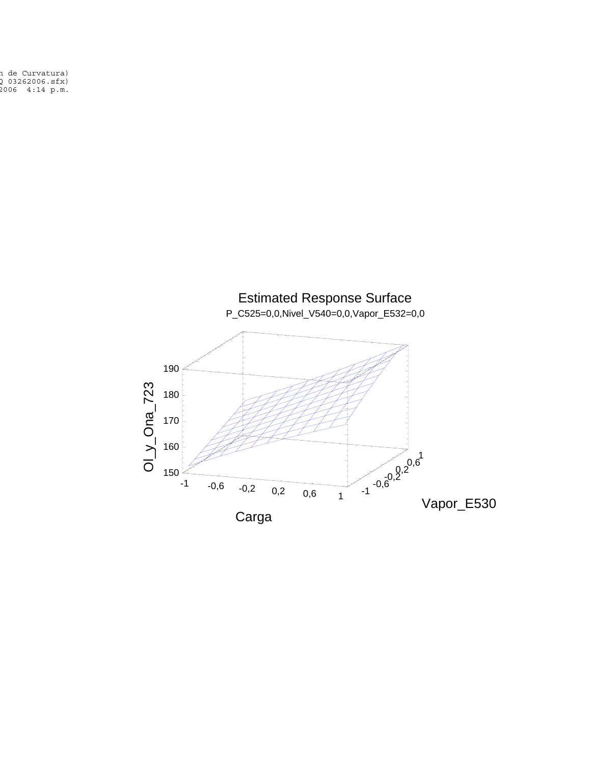n de Curvatura)
Q 03262006.sfx)
2006 4:14 p.m.

Estimated Response Surface

P_C525=0,0,Nivel_V540=0,0,Vapor_E532=0,0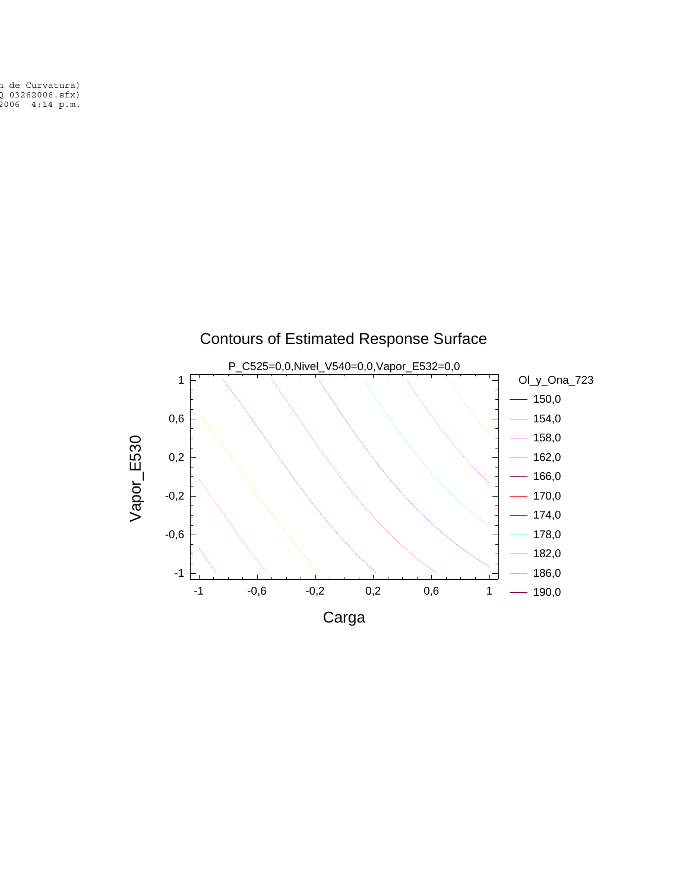n de Curvatura)
Q 03262006.sfx)
2006  4:14 p.m.

## Contours of Estimated Response Surface

P_C525=0,0,Nivel_V540=0,0,Vapor_E532=0,0

Ol_y_Ona_723

- 150,0
- 154,0
- 158,0
- 162,0
- 166,0
- 170,0
- 174,0
- 178,0
- 182,0
- 186,0
- 190,0

Vapor_E530: 1, 0,6, 0,2, -0,2, -0,6, -1

Carga: -1, -0,6, -0,2, 0,2, 0,6, 1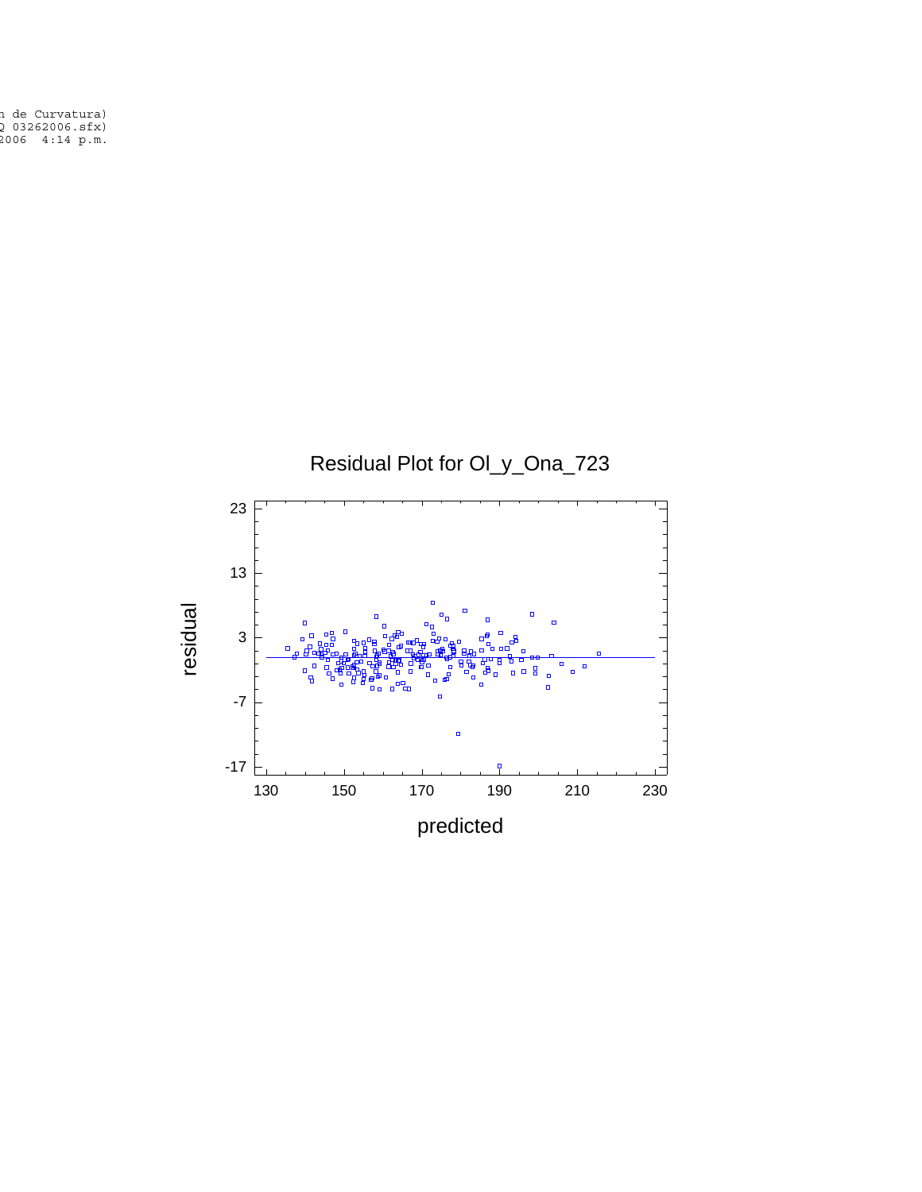n de Curvatura)
Q 03262006.sfx)
2006 4:14 p.m.

Residual Plot for Ol_y_Ona_723

residual

23
13
3
-7
-17

130
150
170
190
210
230

predicted